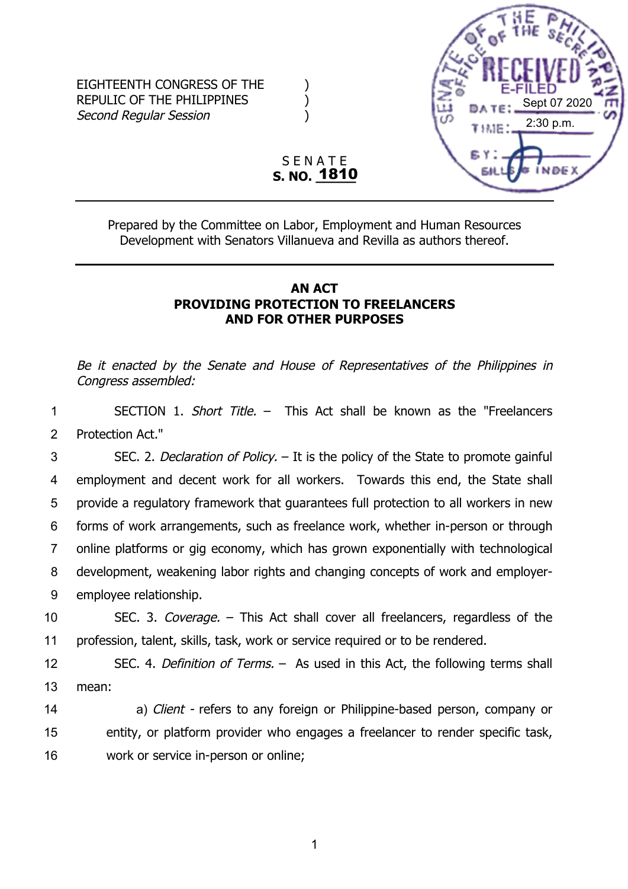EIGHTEENTH CONGRESS OF THE REPULIC OF THE PHILIPPINES )
*Second Regular Session* )

SENATE OF THE PHILIPPINES
OFFICE OF THE SECRETARY
RECEIVED
E-FILED
DATE: Sept 07 2020
TIME: 2:30 p.m.
BY:
BILLS & INDEX

SENATE
**S. NO. 1810**

Prepared by the Committee on Labor, Employment and Human Resources Development with Senators Villanueva and Revilla as authors thereof.

---

**AN ACT**
**PROVIDING PROTECTION TO FREELANCERS AND FOR OTHER PURPOSES**

*Be it enacted by the Senate and House of Representatives of the Philippines in Congress assembled:*

SECTION 1. *Short Title.* – This Act shall be known as the "Freelancers Protection Act."

SEC. 2. *Declaration of Policy.* – It is the policy of the State to promote gainful employment and decent work for all workers. Towards this end, the State shall provide a regulatory framework that guarantees full protection to all workers in new forms of work arrangements, such as freelance work, whether in-person or through online platforms or gig economy, which has grown exponentially with technological development, weakening labor rights and changing concepts of work and employer-employee relationship.

SEC. 3. *Coverage.* – This Act shall cover all freelancers, regardless of the profession, talent, skills, task, work or service required or to be rendered.

SEC. 4. *Definition of Terms.* – As used in this Act, the following terms shall mean:

a) *Client* - refers to any foreign or Philippine-based person, company or entity, or platform provider who engages a freelancer to render specific task, work or service in-person or online;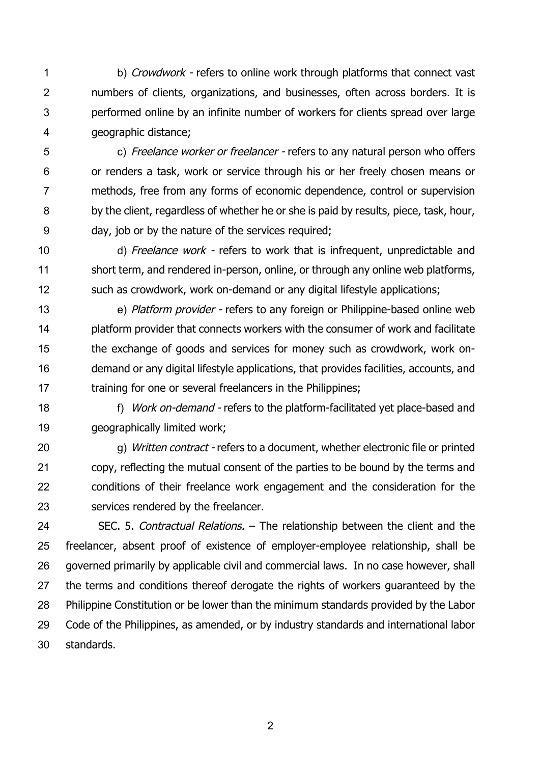b) *Crowdwork* - refers to online work through platforms that connect vast numbers of clients, organizations, and businesses, often across borders. It is performed online by an infinite number of workers for clients spread over large geographic distance;

c) *Freelance worker or freelancer* - refers to any natural person who offers or renders a task, work or service through his or her freely chosen means or methods, free from any forms of economic dependence, control or supervision by the client, regardless of whether he or she is paid by results, piece, task, hour, day, job or by the nature of the services required;

d) *Freelance work* - refers to work that is infrequent, unpredictable and short term, and rendered in-person, online, or through any online web platforms, such as crowdwork, work on-demand or any digital lifestyle applications;

e) *Platform provider* - refers to any foreign or Philippine-based online web platform provider that connects workers with the consumer of work and facilitate the exchange of goods and services for money such as crowdwork, work on-demand or any digital lifestyle applications, that provides facilities, accounts, and training for one or several freelancers in the Philippines;

f) *Work on-demand* - refers to the platform-facilitated yet place-based and geographically limited work;

g) *Written contract* - refers to a document, whether electronic file or printed copy, reflecting the mutual consent of the parties to be bound by the terms and conditions of their freelance work engagement and the consideration for the services rendered by the freelancer.

SEC. 5. *Contractual Relations.* – The relationship between the client and the freelancer, absent proof of existence of employer-employee relationship, shall be governed primarily by applicable civil and commercial laws. In no case however, shall the terms and conditions thereof derogate the rights of workers guaranteed by the Philippine Constitution or be lower than the minimum standards provided by the Labor Code of the Philippines, as amended, or by industry standards and international labor standards.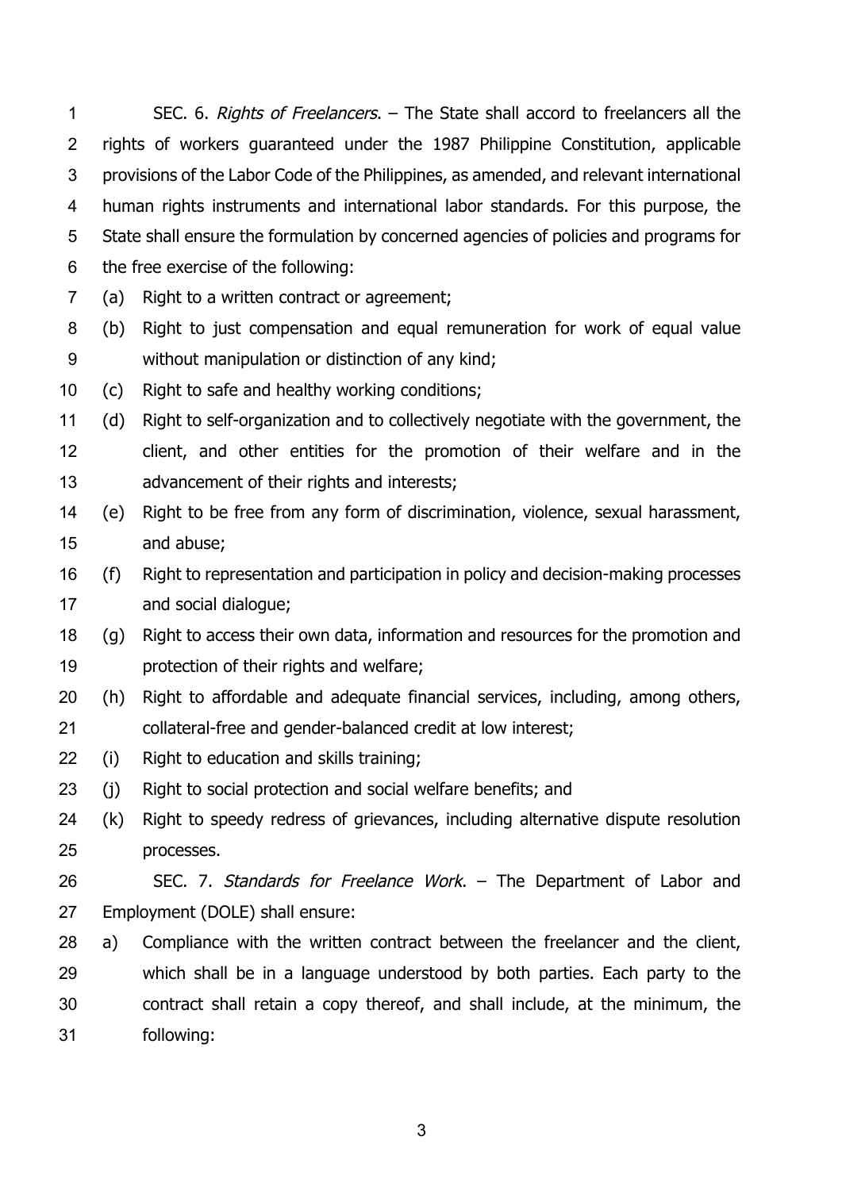SEC. 6. *Rights of Freelancers*. – The State shall accord to freelancers all the rights of workers guaranteed under the 1987 Philippine Constitution, applicable provisions of the Labor Code of the Philippines, as amended, and relevant international human rights instruments and international labor standards. For this purpose, the State shall ensure the formulation by concerned agencies of policies and programs for the free exercise of the following:

(a) Right to a written contract or agreement;

(b) Right to just compensation and equal remuneration for work of equal value without manipulation or distinction of any kind;

(c) Right to safe and healthy working conditions;

(d) Right to self-organization and to collectively negotiate with the government, the client, and other entities for the promotion of their welfare and in the advancement of their rights and interests;

(e) Right to be free from any form of discrimination, violence, sexual harassment, and abuse;

(f) Right to representation and participation in policy and decision-making processes and social dialogue;

(g) Right to access their own data, information and resources for the promotion and protection of their rights and welfare;

(h) Right to affordable and adequate financial services, including, among others, collateral-free and gender-balanced credit at low interest;

(i) Right to education and skills training;

(j) Right to social protection and social welfare benefits; and

(k) Right to speedy redress of grievances, including alternative dispute resolution processes.

SEC. 7. *Standards for Freelance Work*. – The Department of Labor and Employment (DOLE) shall ensure:

a) Compliance with the written contract between the freelancer and the client, which shall be in a language understood by both parties. Each party to the contract shall retain a copy thereof, and shall include, at the minimum, the following: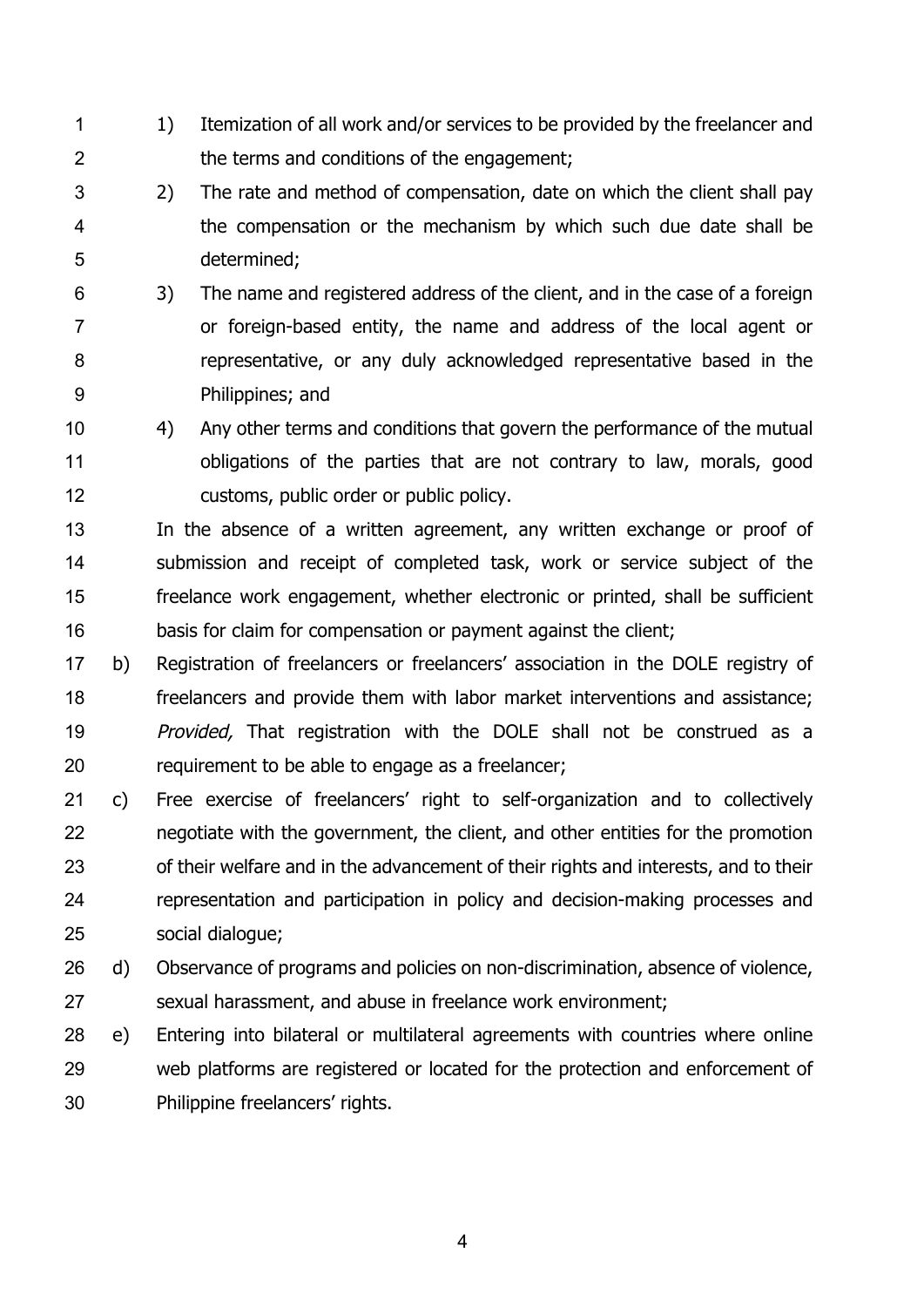1) Itemization of all work and/or services to be provided by the freelancer and the terms and conditions of the engagement;

2) The rate and method of compensation, date on which the client shall pay the compensation or the mechanism by which such due date shall be determined;

3) The name and registered address of the client, and in the case of a foreign or foreign-based entity, the name and address of the local agent or representative, or any duly acknowledged representative based in the Philippines; and

4) Any other terms and conditions that govern the performance of the mutual obligations of the parties that are not contrary to law, morals, good customs, public order or public policy.

In the absence of a written agreement, any written exchange or proof of submission and receipt of completed task, work or service subject of the freelance work engagement, whether electronic or printed, shall be sufficient basis for claim for compensation or payment against the client;

b) Registration of freelancers or freelancers' association in the DOLE registry of freelancers and provide them with labor market interventions and assistance; *Provided,* That registration with the DOLE shall not be construed as a requirement to be able to engage as a freelancer;

c) Free exercise of freelancers' right to self-organization and to collectively negotiate with the government, the client, and other entities for the promotion of their welfare and in the advancement of their rights and interests, and to their representation and participation in policy and decision-making processes and social dialogue;

d) Observance of programs and policies on non-discrimination, absence of violence, sexual harassment, and abuse in freelance work environment;

e) Entering into bilateral or multilateral agreements with countries where online web platforms are registered or located for the protection and enforcement of Philippine freelancers' rights.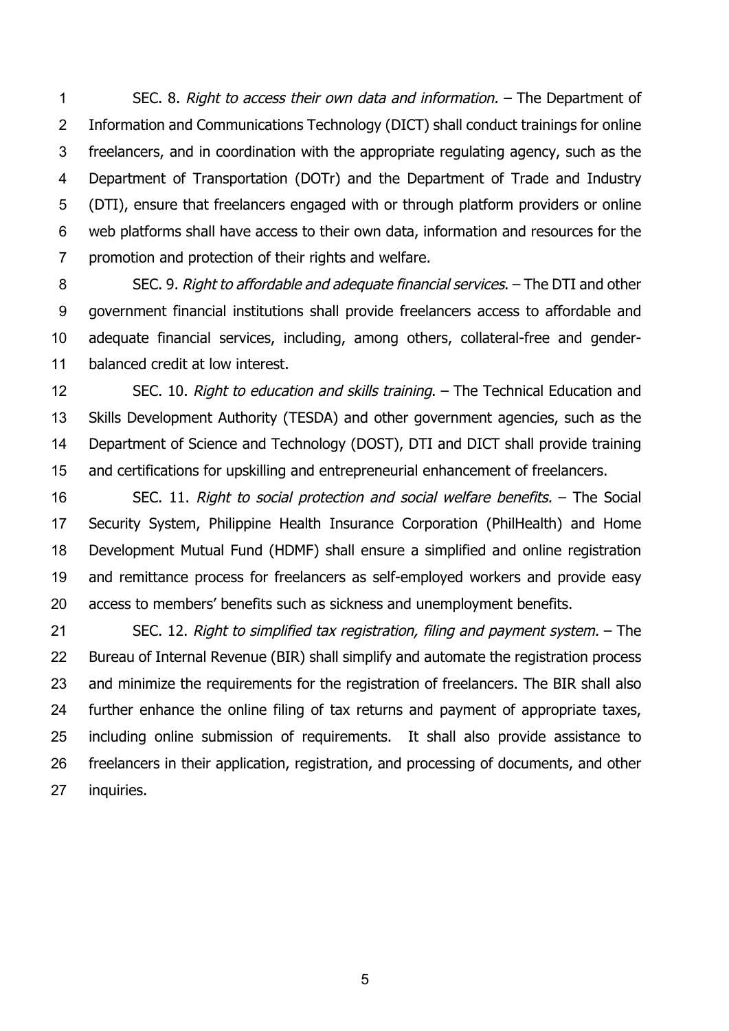SEC. 8. *Right to access their own data and information.* – The Department of Information and Communications Technology (DICT) shall conduct trainings for online freelancers, and in coordination with the appropriate regulating agency, such as the Department of Transportation (DOTr) and the Department of Trade and Industry (DTI), ensure that freelancers engaged with or through platform providers or online web platforms shall have access to their own data, information and resources for the promotion and protection of their rights and welfare.

SEC. 9. *Right to affordable and adequate financial services*. – The DTI and other government financial institutions shall provide freelancers access to affordable and adequate financial services, including, among others, collateral-free and gender-balanced credit at low interest.

SEC. 10. *Right to education and skills training*. – The Technical Education and Skills Development Authority (TESDA) and other government agencies, such as the Department of Science and Technology (DOST), DTI and DICT shall provide training and certifications for upskilling and entrepreneurial enhancement of freelancers.

SEC. 11. *Right to social protection and social welfare benefits.* – The Social Security System, Philippine Health Insurance Corporation (PhilHealth) and Home Development Mutual Fund (HDMF) shall ensure a simplified and online registration and remittance process for freelancers as self-employed workers and provide easy access to members' benefits such as sickness and unemployment benefits.

SEC. 12. *Right to simplified tax registration, filing and payment system.* – The Bureau of Internal Revenue (BIR) shall simplify and automate the registration process and minimize the requirements for the registration of freelancers. The BIR shall also further enhance the online filing of tax returns and payment of appropriate taxes, including online submission of requirements. It shall also provide assistance to freelancers in their application, registration, and processing of documents, and other inquiries.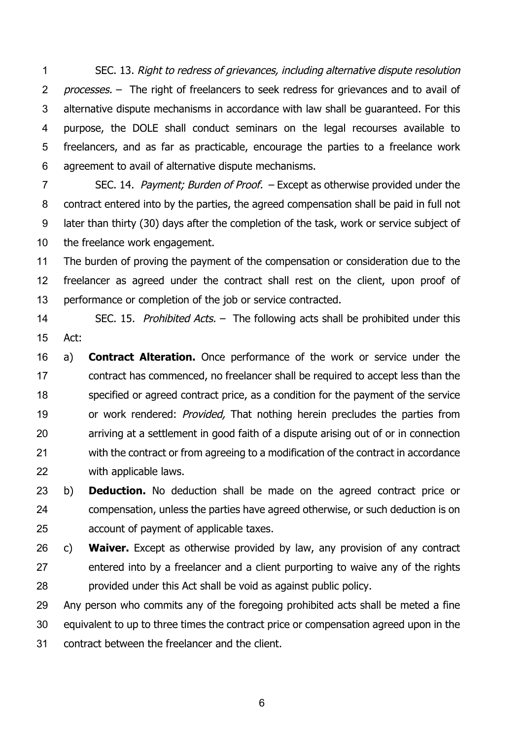SEC. 13. *Right to redress of grievances, including alternative dispute resolution processes.* – The right of freelancers to seek redress for grievances and to avail of alternative dispute mechanisms in accordance with law shall be guaranteed. For this purpose, the DOLE shall conduct seminars on the legal recourses available to freelancers, and as far as practicable, encourage the parties to a freelance work agreement to avail of alternative dispute mechanisms.

SEC. 14. *Payment; Burden of Proof.* – Except as otherwise provided under the contract entered into by the parties, the agreed compensation shall be paid in full not later than thirty (30) days after the completion of the task, work or service subject of the freelance work engagement.

The burden of proving the payment of the compensation or consideration due to the freelancer as agreed under the contract shall rest on the client, upon proof of performance or completion of the job or service contracted.

SEC. 15. *Prohibited Acts.* – The following acts shall be prohibited under this Act:

a) **Contract Alteration.** Once performance of the work or service under the contract has commenced, no freelancer shall be required to accept less than the specified or agreed contract price, as a condition for the payment of the service or work rendered: *Provided,* That nothing herein precludes the parties from arriving at a settlement in good faith of a dispute arising out of or in connection with the contract or from agreeing to a modification of the contract in accordance with applicable laws.

b) **Deduction.** No deduction shall be made on the agreed contract price or compensation, unless the parties have agreed otherwise, or such deduction is on account of payment of applicable taxes.

c) **Waiver.** Except as otherwise provided by law, any provision of any contract entered into by a freelancer and a client purporting to waive any of the rights provided under this Act shall be void as against public policy.

Any person who commits any of the foregoing prohibited acts shall be meted a fine equivalent to up to three times the contract price or compensation agreed upon in the contract between the freelancer and the client.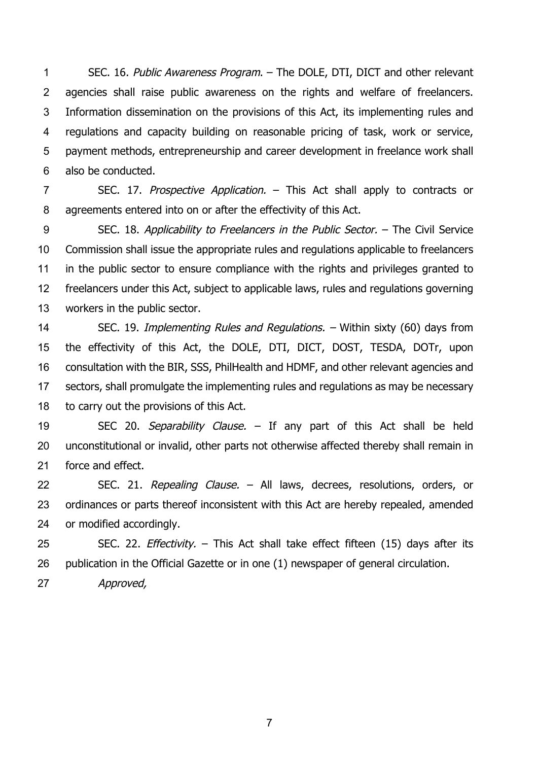SEC. 16. *Public Awareness Program*. – The DOLE, DTI, DICT and other relevant agencies shall raise public awareness on the rights and welfare of freelancers. Information dissemination on the provisions of this Act, its implementing rules and regulations and capacity building on reasonable pricing of task, work or service, payment methods, entrepreneurship and career development in freelance work shall also be conducted.

SEC. 17. *Prospective Application.* – This Act shall apply to contracts or agreements entered into on or after the effectivity of this Act.

SEC. 18. *Applicability to Freelancers in the Public Sector.* – The Civil Service Commission shall issue the appropriate rules and regulations applicable to freelancers in the public sector to ensure compliance with the rights and privileges granted to freelancers under this Act, subject to applicable laws, rules and regulations governing workers in the public sector.

SEC. 19. *Implementing Rules and Regulations.* – Within sixty (60) days from the effectivity of this Act, the DOLE, DTI, DICT, DOST, TESDA, DOTr, upon consultation with the BIR, SSS, PhilHealth and HDMF, and other relevant agencies and sectors, shall promulgate the implementing rules and regulations as may be necessary to carry out the provisions of this Act.

SEC 20. *Separability Clause.* – If any part of this Act shall be held unconstitutional or invalid, other parts not otherwise affected thereby shall remain in force and effect.

SEC. 21. *Repealing Clause.* – All laws, decrees, resolutions, orders, or ordinances or parts thereof inconsistent with this Act are hereby repealed, amended or modified accordingly.

SEC. 22. *Effectivity.* – This Act shall take effect fifteen (15) days after its publication in the Official Gazette or in one (1) newspaper of general circulation.

*Approved,*